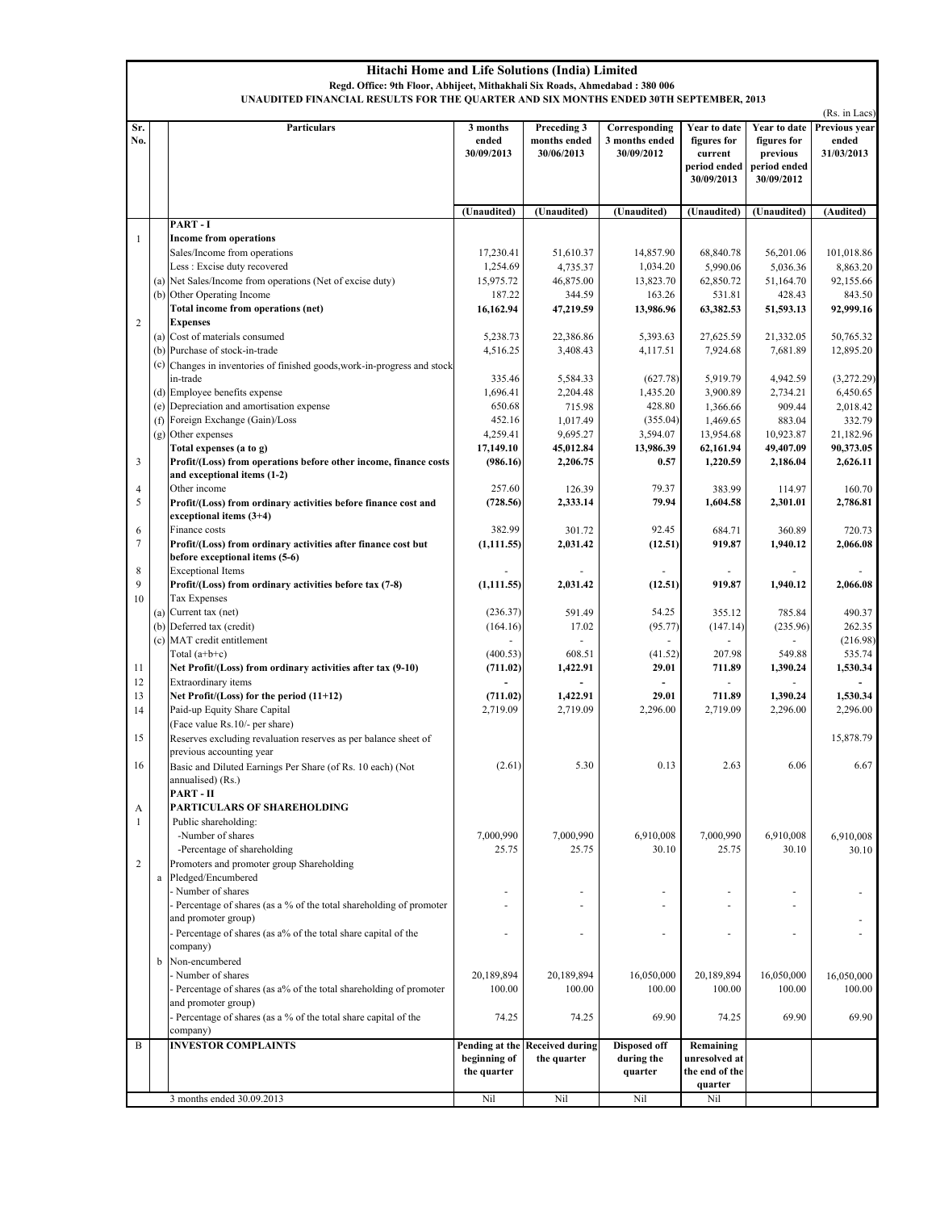# Hitachi Home and Life Solutions (India) Limited

**Regd. Office: 9th Floor, Abhijeet, Mithakhali Six Roads, Ahmedabad : 380 006**

**UNAUDITED FINANCIAL RESULTS FOR THE QUARTER AND SIX MONTHS ENDED 30TH SEPTEMBER, 2013**

(Rs. in Lacs)

| Sr. No. | | Particulars | 3 months ended 30/09/2013 | Preceding 3 months ended 30/06/2013 | Corresponding 3 months ended 30/09/2012 | Year to date figures for current period ended 30/09/2013 | Year to date figures for previous period ended 30/09/2012 | Previous year ended 31/03/2013 |
|---|---|---|---|---|---|---|---|---|
| | | | (Unaudited) | (Unaudited) | (Unaudited) | (Unaudited) | (Unaudited) | (Audited) |
| | | **PART - I** | | | | | | |
| 1 | | **Income from operations** | | | | | | |
| | | Sales/Income from operations | 17,230.41 | 51,610.37 | 14,857.90 | 68,840.78 | 56,201.06 | 101,018.86 |
| | | Less : Excise duty recovered | 1,254.69 | 4,735.37 | 1,034.20 | 5,990.06 | 5,036.36 | 8,863.20 |
| | (a) | Net Sales/Income from operations (Net of excise duty) | 15,975.72 | 46,875.00 | 13,823.70 | 62,850.72 | 51,164.70 | 92,155.66 |
| | (b) | Other Operating Income | 187.22 | 344.59 | 163.26 | 531.81 | 428.43 | 843.50 |
| | | **Total income from operations (net)** | **16,162.94** | **47,219.59** | **13,986.96** | **63,382.53** | **51,593.13** | **92,999.16** |
| 2 | | **Expenses** | | | | | | |
| | (a) | Cost of materials consumed | 5,238.73 | 22,386.86 | 5,393.63 | 27,625.59 | 21,332.05 | 50,765.32 |
| | (b) | Purchase of stock-in-trade | 4,516.25 | 3,408.43 | 4,117.51 | 7,924.68 | 7,681.89 | 12,895.20 |
| | (c) | Changes in inventories of finished goods,work-in-progress and stock in-trade | 335.46 | 5,584.33 | (627.78) | 5,919.79 | 4,942.59 | (3,272.29) |
| | (d) | Employee benefits expense | 1,696.41 | 2,204.48 | 1,435.20 | 3,900.89 | 2,734.21 | 6,450.65 |
| | (e) | Depreciation and amortisation expense | 650.68 | 715.98 | 428.80 | 1,366.66 | 909.44 | 2,018.42 |
| | (f) | Foreign Exchange (Gain)/Loss | 452.16 | 1,017.49 | (355.04) | 1,469.65 | 883.04 | 332.79 |
| | (g) | Other expenses | 4,259.41 | 9,695.27 | 3,594.07 | 13,954.68 | 10,923.87 | 21,182.96 |
| | | **Total expenses (a to g)** | **17,149.10** | **45,012.84** | **13,986.39** | **62,161.94** | **49,407.09** | **90,373.05** |
| 3 | | **Profit/(Loss) from operations before other income, finance costs and exceptional items (1-2)** | **(986.16)** | **2,206.75** | **0.57** | **1,220.59** | **2,186.04** | **2,626.11** |
| 4 | | Other income | 257.60 | 126.39 | 79.37 | 383.99 | 114.97 | 160.70 |
| 5 | | **Profit/(Loss) from ordinary activities before finance cost and exceptional items (3+4)** | **(728.56)** | **2,333.14** | **79.94** | **1,604.58** | **2,301.01** | **2,786.81** |
| 6 | | Finance costs | 382.99 | 301.72 | 92.45 | 684.71 | 360.89 | 720.73 |
| 7 | | **Profit/(Loss) from ordinary activities after finance cost but before exceptional items (5-6)** | **(1,111.55)** | **2,031.42** | **(12.51)** | **919.87** | **1,940.12** | **2,066.08** |
| 8 | | Exceptional Items | - | - | - | - | - | - |
| 9 | | **Profit/(Loss) from ordinary activities before tax (7-8)** | **(1,111.55)** | **2,031.42** | **(12.51)** | **919.87** | **1,940.12** | **2,066.08** |
| 10 | | Tax Expenses | | | | | | |
| | (a) | Current tax (net) | (236.37) | 591.49 | 54.25 | 355.12 | 785.84 | 490.37 |
| | (b) | Deferred tax (credit) | (164.16) | 17.02 | (95.77) | (147.14) | (235.96) | 262.35 |
| | (c) | MAT credit entitlement | - | - | - | - | - | (216.98) |
| | | Total (a+b+c) | (400.53) | 608.51 | (41.52) | 207.98 | 549.88 | 535.74 |
| 11 | | **Net Profit/(Loss) from ordinary activities after tax (9-10)** | **(711.02)** | **1,422.91** | **29.01** | **711.89** | **1,390.24** | **1,530.34** |
| 12 | | Extraordinary items | - | - | - | - | - | - |
| 13 | | **Net Profit/(Loss) for the period (11+12)** | **(711.02)** | **1,422.91** | **29.01** | **711.89** | **1,390.24** | **1,530.34** |
| 14 | | Paid-up Equity Share Capital (Face value Rs.10/- per share) | 2,719.09 | 2,719.09 | 2,296.00 | 2,719.09 | 2,296.00 | 2,296.00 |
| 15 | | Reserves excluding revaluation reserves as per balance sheet of previous accounting year | | | | | | 15,878.79 |
| 16 | | Basic and Diluted Earnings Per Share (of Rs. 10 each) (Not annualised) (Rs.) | (2.61) | 5.30 | 0.13 | 2.63 | 6.06 | 6.67 |
| | | **PART - II** | | | | | | |
| A | | **PARTICULARS OF SHAREHOLDING** | | | | | | |
| 1 | | Public shareholding: | | | | | | |
| | | -Number of shares | 7,000,990 | 7,000,990 | 6,910,008 | 7,000,990 | 6,910,008 | 6,910,008 |
| | | -Percentage of shareholding | 25.75 | 25.75 | 30.10 | 25.75 | 30.10 | 30.10 |
| 2 | | Promoters and promoter group Shareholding | | | | | | |
| | a | Pledged/Encumbered | | | | | | |
| | | - Number of shares | - | - | - | - | - | - |
| | | - Percentage of shares (as a % of the total shareholding of promoter and promoter group) | - | - | - | - | - | - |
| | | - Percentage of shares (as a% of the total share capital of the company) | - | - | - | - | - | - |
| | b | Non-encumbered | | | | | | |
| | | - Number of shares | 20,189,894 | 20,189,894 | 16,050,000 | 20,189,894 | 16,050,000 | 16,050,000 |
| | | - Percentage of shares (as a% of the total shareholding of promoter and promoter group) | 100.00 | 100.00 | 100.00 | 100.00 | 100.00 | 100.00 |
| | | - Percentage of shares (as a % of the total share capital of the company) | 74.25 | 74.25 | 69.90 | 74.25 | 69.90 | 69.90 |
| B | | **INVESTOR COMPLAINTS** | **Pending at the beginning of the quarter** | **Received during the quarter** | **Disposed off during the quarter** | **Remaining unresolved at the end of the quarter** | | |
| | | 3 months ended 30.09.2013 | Nil | Nil | Nil | Nil | | |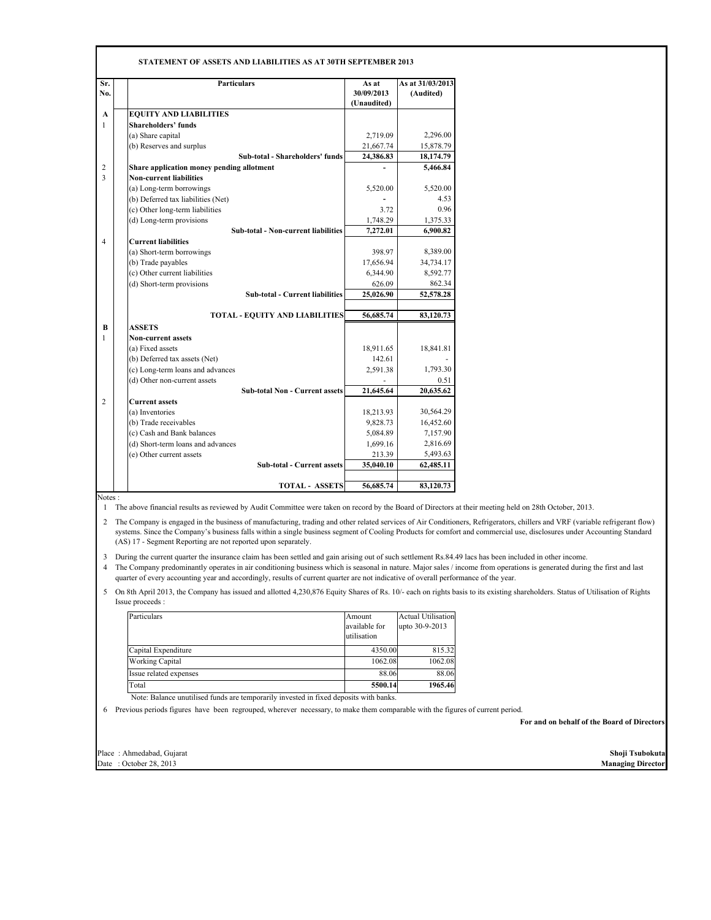## STATEMENT OF ASSETS AND LIABILITIES AS AT 30TH SEPTEMBER 2013

| Sr. No. | Particulars | As at 30/09/2013 (Unaudited) | As at 31/03/2013 (Audited) |
|---|---|---|---|
| **A** | **EQUITY AND LIABILITIES** | | |
| 1 | **Shareholders' funds** | | |
| | (a) Share capital | 2,719.09 | 2,296.00 |
| | (b) Reserves and surplus | 21,667.74 | 15,878.79 |
| | **Sub-total - Shareholders' funds** | **24,386.83** | **18,174.79** |
| 2 | **Share application money pending allotment** | **-** | **5,466.84** |
| 3 | **Non-current liabilities** | | |
| | (a) Long-term borrowings | 5,520.00 | 5,520.00 |
| | (b) Deferred tax liabilities (Net) | - | 4.53 |
| | (c) Other long-term liabilities | 3.72 | 0.96 |
| | (d) Long-term provisions | 1,748.29 | 1,375.33 |
| | **Sub-total - Non-current liabilities** | **7,272.01** | **6,900.82** |
| 4 | **Current liabilities** | | |
| | (a) Short-term borrowings | 398.97 | 8,389.00 |
| | (b) Trade payables | 17,656.94 | 34,734.17 |
| | (c) Other current liabilities | 6,344.90 | 8,592.77 |
| | (d) Short-term provisions | 626.09 | 862.34 |
| | **Sub-total - Current liabilities** | **25,026.90** | **52,578.28** |
| | **TOTAL - EQUITY AND LIABILITIES** | **56,685.74** | **83,120.73** |
| **B** | **ASSETS** | | |
| 1 | **Non-current assets** | | |
| | (a) Fixed assets | 18,911.65 | 18,841.81 |
| | (b) Deferred tax assets (Net) | 142.61 | - |
| | (c) Long-term loans and advances | 2,591.38 | 1,793.30 |
| | (d) Other non-current assets | - | 0.51 |
| | **Sub-total Non - Current assets** | **21,645.64** | **20,635.62** |
| 2 | **Current assets** | | |
| | (a) Inventories | 18,213.93 | 30,564.29 |
| | (b) Trade receivables | 9,828.73 | 16,452.60 |
| | (c) Cash and Bank balances | 5,084.89 | 7,157.90 |
| | (d) Short-term loans and advances | 1,699.16 | 2,816.69 |
| | (e) Other current assets | 213.39 | 5,493.63 |
| | **Sub-total - Current assets** | **35,040.10** | **62,485.11** |
| | **TOTAL - ASSETS** | **56,685.74** | **83,120.73** |

Notes :

1. The above financial results as reviewed by Audit Committee were taken on record by the Board of Directors at their meeting held on 28th October, 2013.
2. The Company is engaged in the business of manufacturing, trading and other related services of Air Conditioners, Refrigerators, chillers and VRF (variable refrigerant flow) systems. Since the Company's business falls within a single business segment of Cooling Products for comfort and commercial use, disclosures under Accounting Standard (AS) 17 - Segment Reporting are not reported upon separately.
3. During the current quarter the insurance claim has been settled and gain arising out of such settlement Rs.84.49 lacs has been included in other income.
4. The Company predominantly operates in air conditioning business which is seasonal in nature. Major sales / income from operations is generated during the first and last quarter of every accounting year and accordingly, results of current quarter are not indicative of overall performance of the year.
5. On 8th April 2013, the Company has issued and allotted 4,230,876 Equity Shares of Rs. 10/- each on rights basis to its existing shareholders. Status of Utilisation of Rights Issue proceeds :

| Particulars | Amount available for utilisation | Actual Utilisation upto 30-9-2013 |
|---|---|---|
| Capital Expenditure | 4350.00 | 815.32 |
| Working Capital | 1062.08 | 1062.08 |
| Issue related expenses | 88.06 | 88.06 |
| Total | **5500.14** | **1965.46** |

Note: Balance unutilised funds are temporarily invested in fixed deposits with banks.

6. Previous periods figures have been regrouped, wherever necessary, to make them comparable with the figures of current period.

**For and on behalf of the Board of Directors**

Place : Ahmedabad, Gujarat
Date : October 28, 2013

**Shoji Tsubokuta**
**Managing Director**